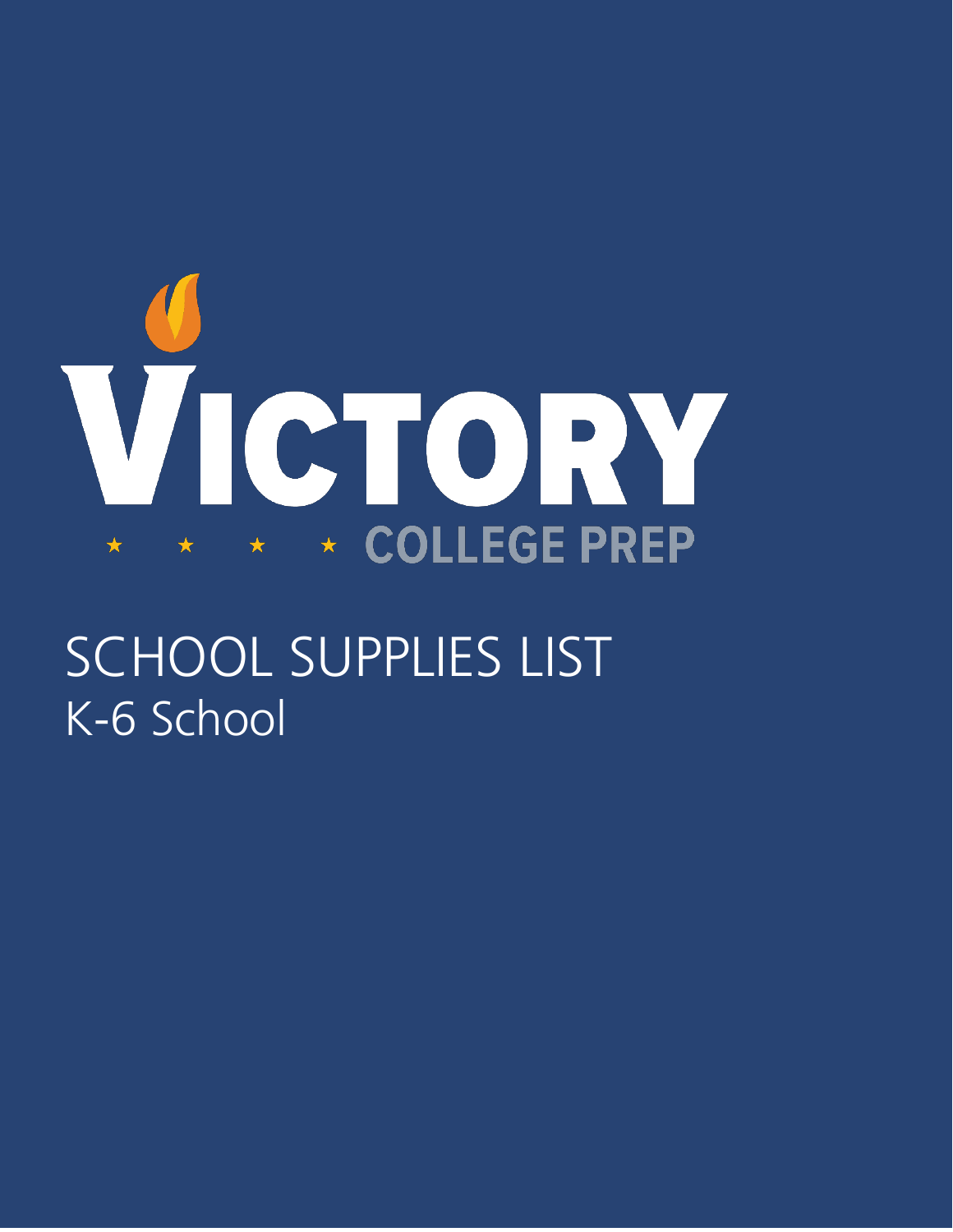# VICTORY

★ ★ ★ ★ COLLEGE PREP

## SCHOOL SUPPLIES LIST

K-6 School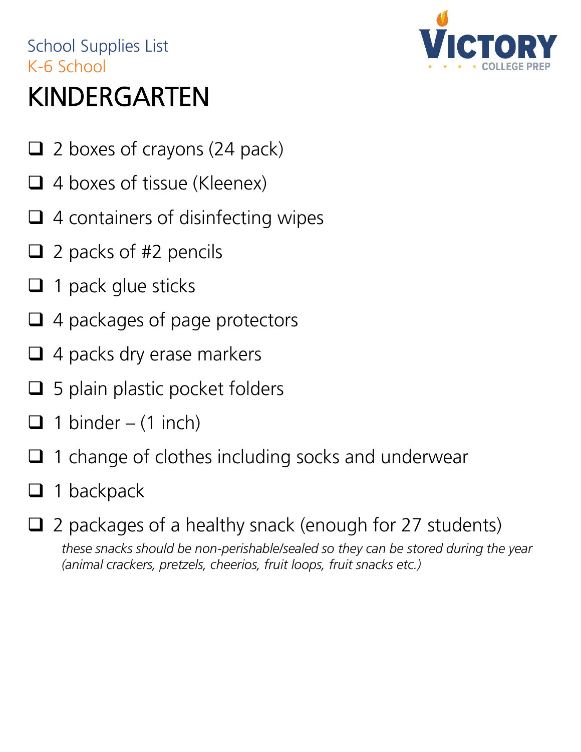School Supplies List

K-6 School

VICTORY COLLEGE PREP

# KINDERGARTEN

- [ ] 2 boxes of crayons (24 pack)
- [ ] 4 boxes of tissue (Kleenex)
- [ ] 4 containers of disinfecting wipes
- [ ] 2 packs of #2 pencils
- [ ] 1 pack glue sticks
- [ ] 4 packages of page protectors
- [ ] 4 packs dry erase markers
- [ ] 5 plain plastic pocket folders
- [ ] 1 binder – (1 inch)
- [ ] 1 change of clothes including socks and underwear
- [ ] 1 backpack
- [ ] 2 packages of a healthy snack (enough for 27 students)

  *these snacks should be non-perishable/sealed so they can be stored during the year (animal crackers, pretzels, cheerios, fruit loops, fruit snacks etc.)*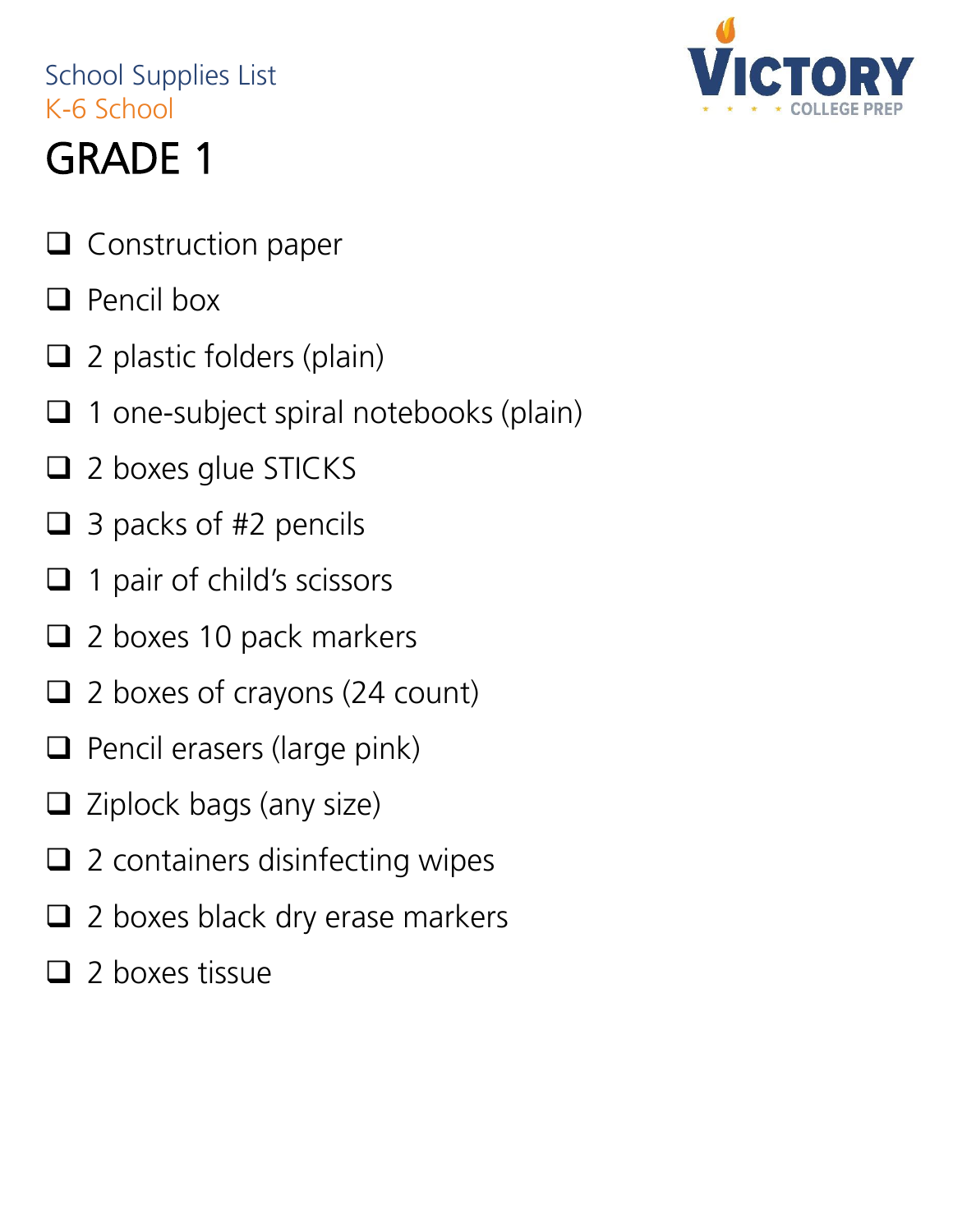School Supplies List

K-6 School

# GRADE 1

- [ ] Construction paper
- [ ] Pencil box
- [ ] 2 plastic folders (plain)
- [ ] 1 one-subject spiral notebooks (plain)
- [ ] 2 boxes glue STICKS
- [ ] 3 packs of #2 pencils
- [ ] 1 pair of child's scissors
- [ ] 2 boxes 10 pack markers
- [ ] 2 boxes of crayons (24 count)
- [ ] Pencil erasers (large pink)
- [ ] Ziplock bags (any size)
- [ ] 2 containers disinfecting wipes
- [ ] 2 boxes black dry erase markers
- [ ] 2 boxes tissue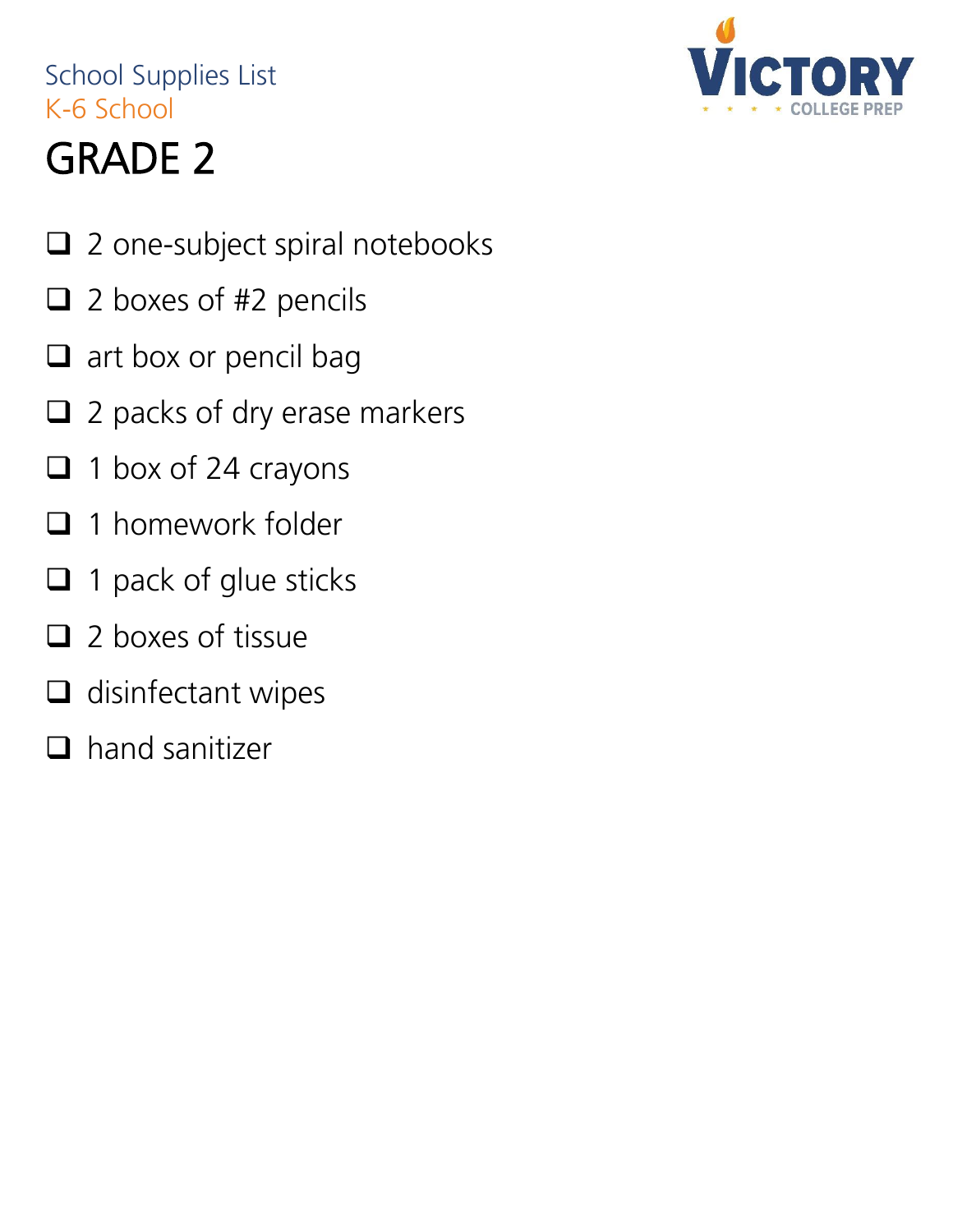School Supplies List

K-6 School

# GRADE 2

- [ ] 2 one-subject spiral notebooks
- [ ] 2 boxes of #2 pencils
- [ ] art box or pencil bag
- [ ] 2 packs of dry erase markers
- [ ] 1 box of 24 crayons
- [ ] 1 homework folder
- [ ] 1 pack of glue sticks
- [ ] 2 boxes of tissue
- [ ] disinfectant wipes
- [ ] hand sanitizer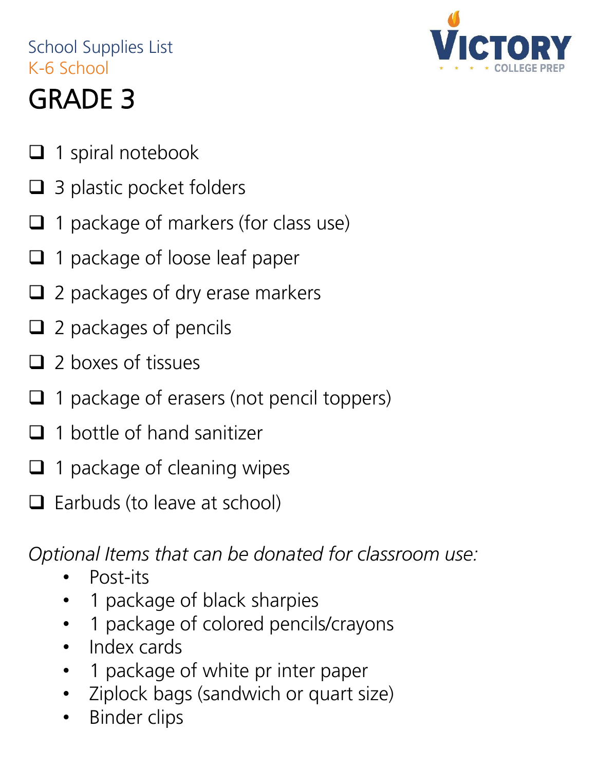School Supplies List
K-6 School

VICTORY COLLEGE PREP

# GRADE 3

- [ ] 1 spiral notebook
- [ ] 3 plastic pocket folders
- [ ] 1 package of markers (for class use)
- [ ] 1 package of loose leaf paper
- [ ] 2 packages of dry erase markers
- [ ] 2 packages of pencils
- [ ] 2 boxes of tissues
- [ ] 1 package of erasers (not pencil toppers)
- [ ] 1 bottle of hand sanitizer
- [ ] 1 package of cleaning wipes
- [ ] Earbuds (to leave at school)

*Optional Items that can be donated for classroom use:*

- Post-its
- 1 package of black sharpies
- 1 package of colored pencils/crayons
- Index cards
- 1 package of white pr inter paper
- Ziplock bags (sandwich or quart size)
- Binder clips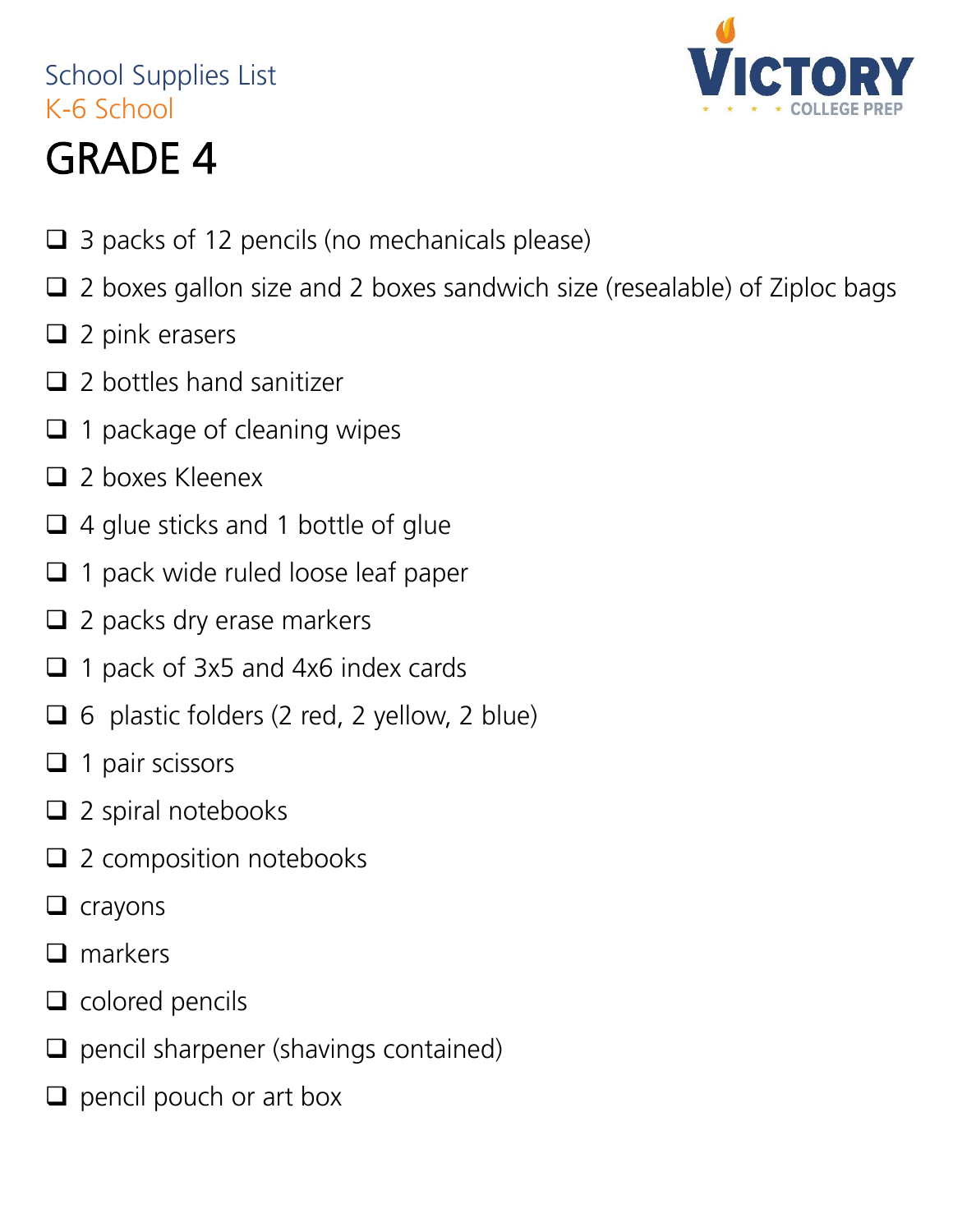School Supplies List
K-6 School

# GRADE 4

- [ ] 3 packs of 12 pencils (no mechanicals please)
- [ ] 2 boxes gallon size and 2 boxes sandwich size (resealable) of Ziploc bags
- [ ] 2 pink erasers
- [ ] 2 bottles hand sanitizer
- [ ] 1 package of cleaning wipes
- [ ] 2 boxes Kleenex
- [ ] 4 glue sticks and 1 bottle of glue
- [ ] 1 pack wide ruled loose leaf paper
- [ ] 2 packs dry erase markers
- [ ] 1 pack of 3x5 and 4x6 index cards
- [ ] 6 plastic folders (2 red, 2 yellow, 2 blue)
- [ ] 1 pair scissors
- [ ] 2 spiral notebooks
- [ ] 2 composition notebooks
- [ ] crayons
- [ ] markers
- [ ] colored pencils
- [ ] pencil sharpener (shavings contained)
- [ ] pencil pouch or art box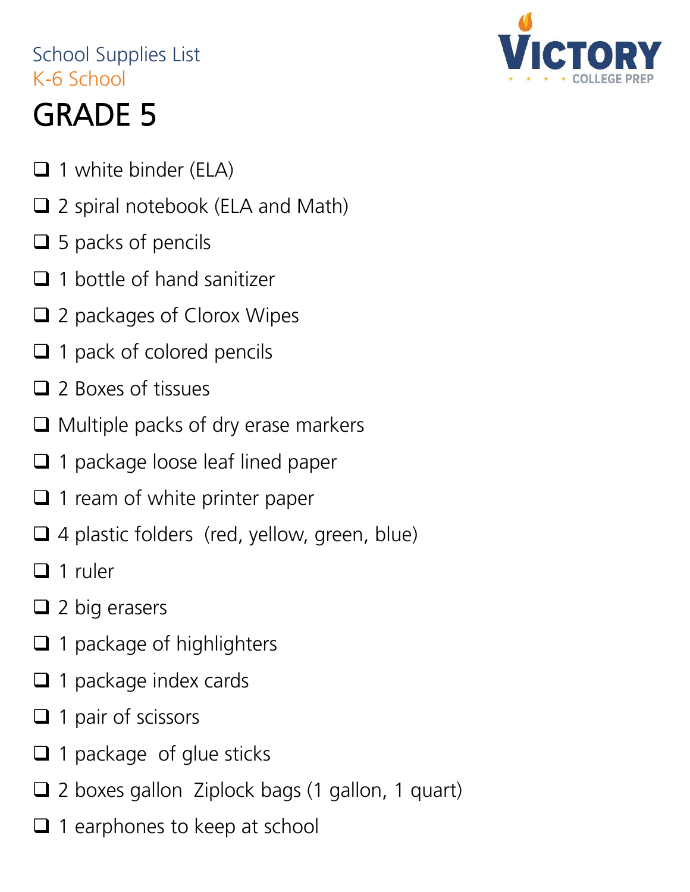School Supplies List
K-6 School

VICTORY COLLEGE PREP

# GRADE 5

- ❑ 1 white binder (ELA)
- ❑ 2 spiral notebook (ELA and Math)
- ❑ 5 packs of pencils
- ❑ 1 bottle of hand sanitizer
- ❑ 2 packages of Clorox Wipes
- ❑ 1 pack of colored pencils
- ❑ 2 Boxes of tissues
- ❑ Multiple packs of dry erase markers
- ❑ 1 package loose leaf lined paper
- ❑ 1 ream of white printer paper
- ❑ 4 plastic folders (red, yellow, green, blue)
- ❑ 1 ruler
- ❑ 2 big erasers
- ❑ 1 package of highlighters
- ❑ 1 package index cards
- ❑ 1 pair of scissors
- ❑ 1 package of glue sticks
- ❑ 2 boxes gallon Ziplock bags (1 gallon, 1 quart)
- ❑ 1 earphones to keep at school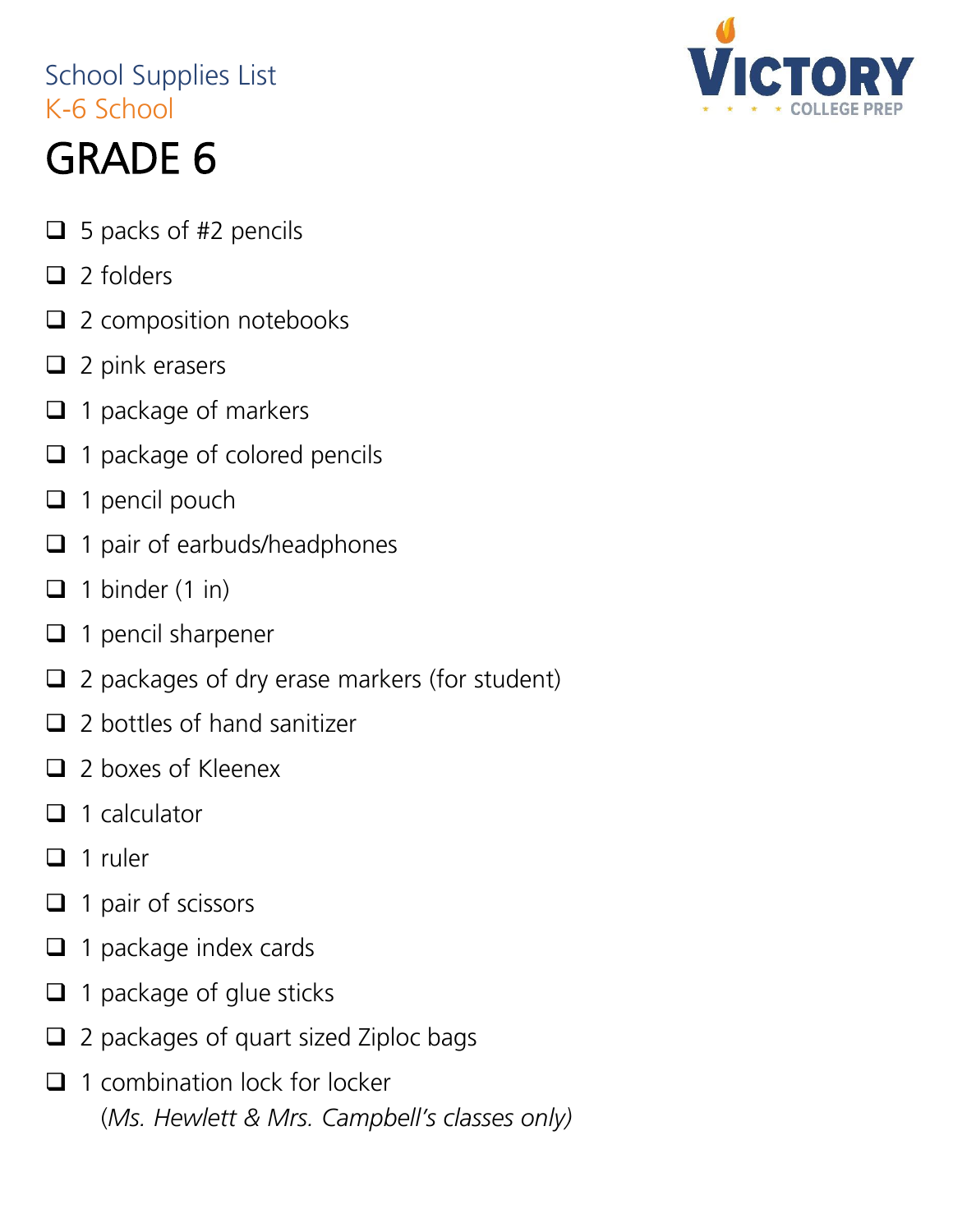School Supplies List

K-6 School

# GRADE 6

- [ ] 5 packs of #2 pencils
- [ ] 2 folders
- [ ] 2 composition notebooks
- [ ] 2 pink erasers
- [ ] 1 package of markers
- [ ] 1 package of colored pencils
- [ ] 1 pencil pouch
- [ ] 1 pair of earbuds/headphones
- [ ] 1 binder (1 in)
- [ ] 1 pencil sharpener
- [ ] 2 packages of dry erase markers (for student)
- [ ] 2 bottles of hand sanitizer
- [ ] 2 boxes of Kleenex
- [ ] 1 calculator
- [ ] 1 ruler
- [ ] 1 pair of scissors
- [ ] 1 package index cards
- [ ] 1 package of glue sticks
- [ ] 2 packages of quart sized Ziploc bags
- [ ] 1 combination lock for locker
  (*Ms. Hewlett & Mrs. Campbell's classes only)*